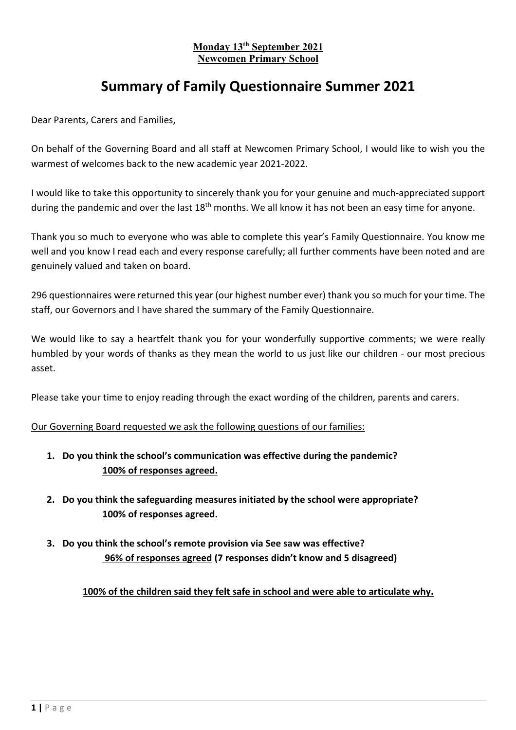**Monday 13th September 2021**
**Newcomen Primary School**

# Summary of Family Questionnaire Summer 2021

Dear Parents, Carers and Families,

On behalf of the Governing Board and all staff at Newcomen Primary School, I would like to wish you the warmest of welcomes back to the new academic year 2021-2022.

I would like to take this opportunity to sincerely thank you for your genuine and much-appreciated support during the pandemic and over the last 18th months. We all know it has not been an easy time for anyone.

Thank you so much to everyone who was able to complete this year's Family Questionnaire. You know me well and you know I read each and every response carefully; all further comments have been noted and are genuinely valued and taken on board.

296 questionnaires were returned this year (our highest number ever) thank you so much for your time. The staff, our Governors and I have shared the summary of the Family Questionnaire.

We would like to say a heartfelt thank you for your wonderfully supportive comments; we were really humbled by your words of thanks as they mean the world to us just like our children - our most precious asset.

Please take your time to enjoy reading through the exact wording of the children, parents and carers.

Our Governing Board requested we ask the following questions of our families:

1. **Do you think the school's communication was effective during the pandemic?**
   **100% of responses agreed.**

2. **Do you think the safeguarding measures initiated by the school were appropriate?**
   **100% of responses agreed.**

3. **Do you think the school's remote provision via See saw was effective?**
   **96% of responses agreed (7 responses didn't know and 5 disagreed)**

**100% of the children said they felt safe in school and were able to articulate why.**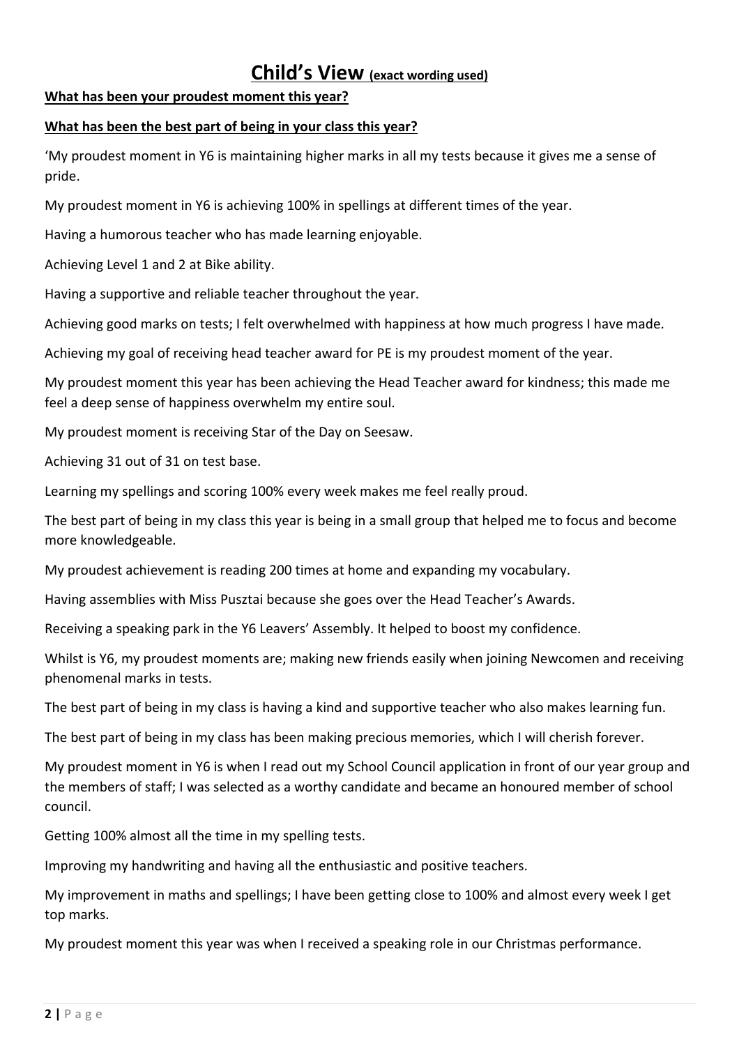# Child's View (exact wording used)

**What has been your proudest moment this year?**

**What has been the best part of being in your class this year?**

'My proudest moment in Y6 is maintaining higher marks in all my tests because it gives me a sense of pride.

My proudest moment in Y6 is achieving 100% in spellings at different times of the year.

Having a humorous teacher who has made learning enjoyable.

Achieving Level 1 and 2 at Bike ability.

Having a supportive and reliable teacher throughout the year.

Achieving good marks on tests; I felt overwhelmed with happiness at how much progress I have made.

Achieving my goal of receiving head teacher award for PE is my proudest moment of the year.

My proudest moment this year has been achieving the Head Teacher award for kindness; this made me feel a deep sense of happiness overwhelm my entire soul.

My proudest moment is receiving Star of the Day on Seesaw.

Achieving 31 out of 31 on test base.

Learning my spellings and scoring 100% every week makes me feel really proud.

The best part of being in my class this year is being in a small group that helped me to focus and become more knowledgeable.

My proudest achievement is reading 200 times at home and expanding my vocabulary.

Having assemblies with Miss Pusztai because she goes over the Head Teacher's Awards.

Receiving a speaking park in the Y6 Leavers' Assembly. It helped to boost my confidence.

Whilst is Y6, my proudest moments are; making new friends easily when joining Newcomen and receiving phenomenal marks in tests.

The best part of being in my class is having a kind and supportive teacher who also makes learning fun.

The best part of being in my class has been making precious memories, which I will cherish forever.

My proudest moment in Y6 is when I read out my School Council application in front of our year group and the members of staff; I was selected as a worthy candidate and became an honoured member of school council.

Getting 100% almost all the time in my spelling tests.

Improving my handwriting and having all the enthusiastic and positive teachers.

My improvement in maths and spellings; I have been getting close to 100% and almost every week I get top marks.

My proudest moment this year was when I received a speaking role in our Christmas performance.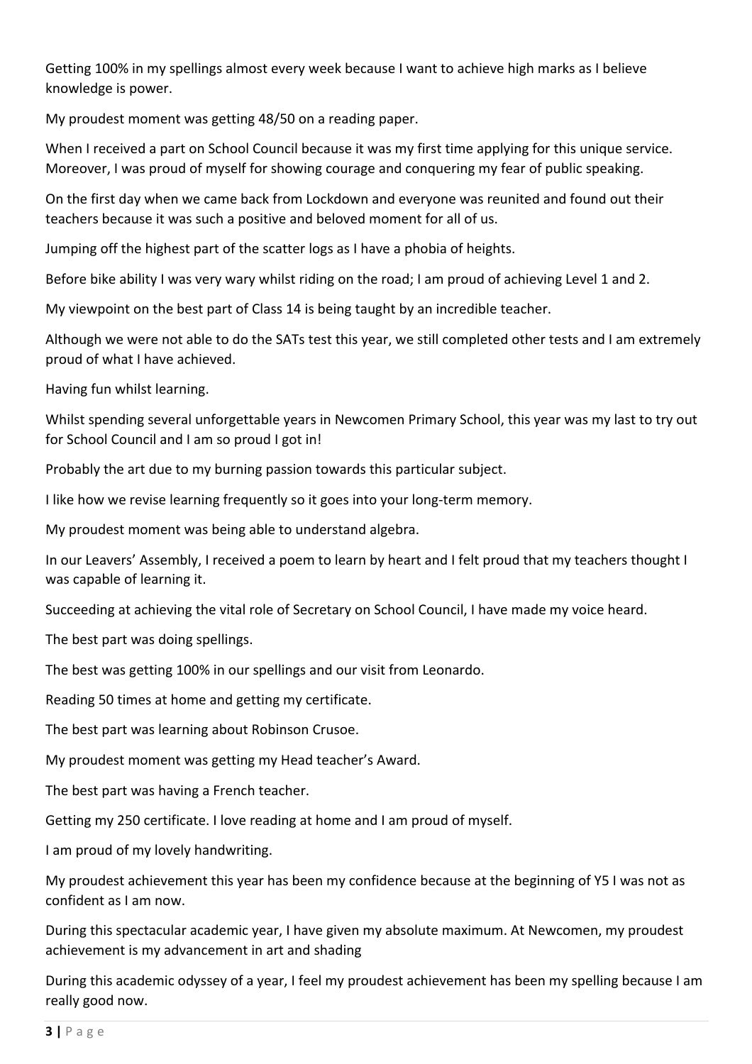Getting 100% in my spellings almost every week because I want to achieve high marks as I believe knowledge is power.

My proudest moment was getting 48/50 on a reading paper.

When I received a part on School Council because it was my first time applying for this unique service. Moreover, I was proud of myself for showing courage and conquering my fear of public speaking.

On the first day when we came back from Lockdown and everyone was reunited and found out their teachers because it was such a positive and beloved moment for all of us.

Jumping off the highest part of the scatter logs as I have a phobia of heights.

Before bike ability I was very wary whilst riding on the road; I am proud of achieving Level 1 and 2.

My viewpoint on the best part of Class 14 is being taught by an incredible teacher.

Although we were not able to do the SATs test this year, we still completed other tests and I am extremely proud of what I have achieved.

Having fun whilst learning.

Whilst spending several unforgettable years in Newcomen Primary School, this year was my last to try out for School Council and I am so proud I got in!

Probably the art due to my burning passion towards this particular subject.

I like how we revise learning frequently so it goes into your long-term memory.

My proudest moment was being able to understand algebra.

In our Leavers' Assembly, I received a poem to learn by heart and I felt proud that my teachers thought I was capable of learning it.

Succeeding at achieving the vital role of Secretary on School Council, I have made my voice heard.

The best part was doing spellings.

The best was getting 100% in our spellings and our visit from Leonardo.

Reading 50 times at home and getting my certificate.

The best part was learning about Robinson Crusoe.

My proudest moment was getting my Head teacher's Award.

The best part was having a French teacher.

Getting my 250 certificate. I love reading at home and I am proud of myself.

I am proud of my lovely handwriting.

My proudest achievement this year has been my confidence because at the beginning of Y5 I was not as confident as I am now.

During this spectacular academic year, I have given my absolute maximum. At Newcomen, my proudest achievement is my advancement in art and shading

During this academic odyssey of a year, I feel my proudest achievement has been my spelling because I am really good now.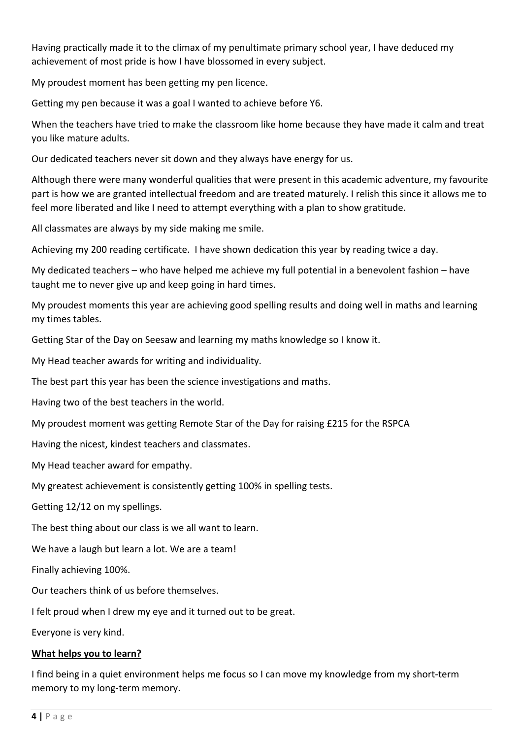Having practically made it to the climax of my penultimate primary school year, I have deduced my achievement of most pride is how I have blossomed in every subject.

My proudest moment has been getting my pen licence.

Getting my pen because it was a goal I wanted to achieve before Y6.

When the teachers have tried to make the classroom like home because they have made it calm and treat you like mature adults.

Our dedicated teachers never sit down and they always have energy for us.

Although there were many wonderful qualities that were present in this academic adventure, my favourite part is how we are granted intellectual freedom and are treated maturely. I relish this since it allows me to feel more liberated and like I need to attempt everything with a plan to show gratitude.

All classmates are always by my side making me smile.

Achieving my 200 reading certificate. I have shown dedication this year by reading twice a day.

My dedicated teachers – who have helped me achieve my full potential in a benevolent fashion – have taught me to never give up and keep going in hard times.

My proudest moments this year are achieving good spelling results and doing well in maths and learning my times tables.

Getting Star of the Day on Seesaw and learning my maths knowledge so I know it.

My Head teacher awards for writing and individuality.

The best part this year has been the science investigations and maths.

Having two of the best teachers in the world.

My proudest moment was getting Remote Star of the Day for raising £215 for the RSPCA

Having the nicest, kindest teachers and classmates.

My Head teacher award for empathy.

My greatest achievement is consistently getting 100% in spelling tests.

Getting 12/12 on my spellings.

The best thing about our class is we all want to learn.

We have a laugh but learn a lot. We are a team!

Finally achieving 100%.

Our teachers think of us before themselves.

I felt proud when I drew my eye and it turned out to be great.

Everyone is very kind.

**What helps you to learn?**

I find being in a quiet environment helps me focus so I can move my knowledge from my short-term memory to my long-term memory.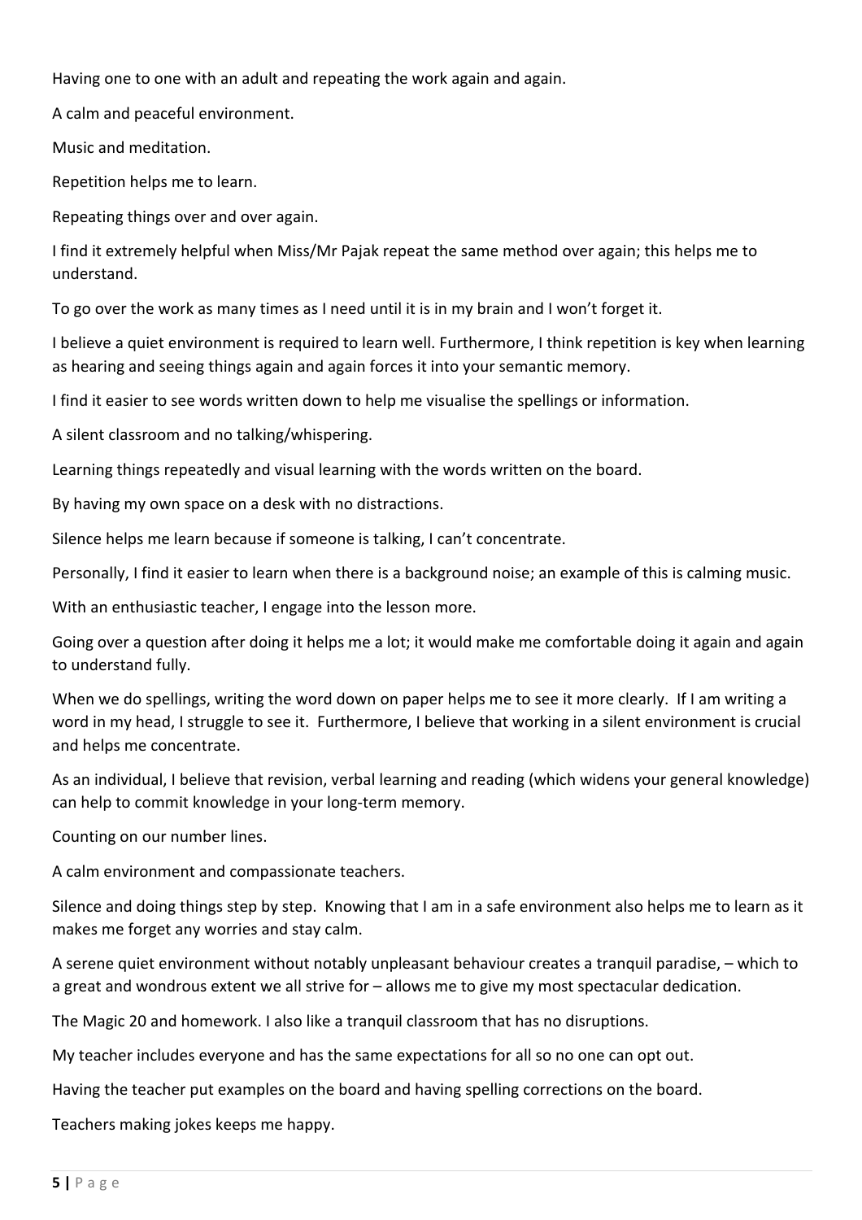Having one to one with an adult and repeating the work again and again.

A calm and peaceful environment.

Music and meditation.

Repetition helps me to learn.

Repeating things over and over again.

I find it extremely helpful when Miss/Mr Pajak repeat the same method over again; this helps me to understand.

To go over the work as many times as I need until it is in my brain and I won't forget it.

I believe a quiet environment is required to learn well. Furthermore, I think repetition is key when learning as hearing and seeing things again and again forces it into your semantic memory.

I find it easier to see words written down to help me visualise the spellings or information.

A silent classroom and no talking/whispering.

Learning things repeatedly and visual learning with the words written on the board.

By having my own space on a desk with no distractions.

Silence helps me learn because if someone is talking, I can't concentrate.

Personally, I find it easier to learn when there is a background noise; an example of this is calming music.

With an enthusiastic teacher, I engage into the lesson more.

Going over a question after doing it helps me a lot; it would make me comfortable doing it again and again to understand fully.

When we do spellings, writing the word down on paper helps me to see it more clearly. If I am writing a word in my head, I struggle to see it. Furthermore, I believe that working in a silent environment is crucial and helps me concentrate.

As an individual, I believe that revision, verbal learning and reading (which widens your general knowledge) can help to commit knowledge in your long-term memory.

Counting on our number lines.

A calm environment and compassionate teachers.

Silence and doing things step by step. Knowing that I am in a safe environment also helps me to learn as it makes me forget any worries and stay calm.

A serene quiet environment without notably unpleasant behaviour creates a tranquil paradise, – which to a great and wondrous extent we all strive for – allows me to give my most spectacular dedication.

The Magic 20 and homework. I also like a tranquil classroom that has no disruptions.

My teacher includes everyone and has the same expectations for all so no one can opt out.

Having the teacher put examples on the board and having spelling corrections on the board.

Teachers making jokes keeps me happy.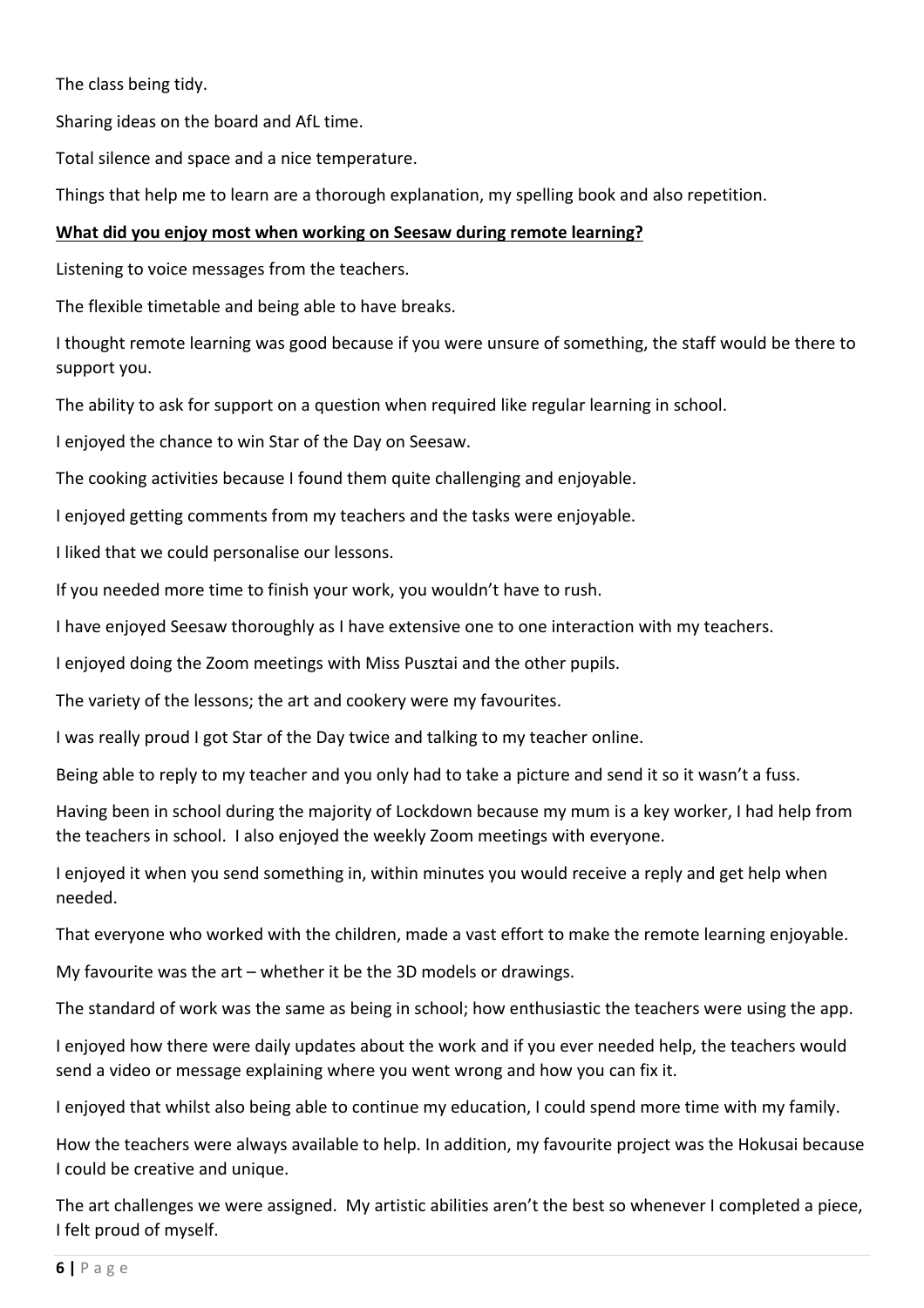The class being tidy.

Sharing ideas on the board and AfL time.

Total silence and space and a nice temperature.

Things that help me to learn are a thorough explanation, my spelling book and also repetition.

**<u>What did you enjoy most when working on Seesaw during remote learning?</u>**

Listening to voice messages from the teachers.

The flexible timetable and being able to have breaks.

I thought remote learning was good because if you were unsure of something, the staff would be there to support you.

The ability to ask for support on a question when required like regular learning in school.

I enjoyed the chance to win Star of the Day on Seesaw.

The cooking activities because I found them quite challenging and enjoyable.

I enjoyed getting comments from my teachers and the tasks were enjoyable.

I liked that we could personalise our lessons.

If you needed more time to finish your work, you wouldn't have to rush.

I have enjoyed Seesaw thoroughly as I have extensive one to one interaction with my teachers.

I enjoyed doing the Zoom meetings with Miss Pusztai and the other pupils.

The variety of the lessons; the art and cookery were my favourites.

I was really proud I got Star of the Day twice and talking to my teacher online.

Being able to reply to my teacher and you only had to take a picture and send it so it wasn't a fuss.

Having been in school during the majority of Lockdown because my mum is a key worker, I had help from the teachers in school. I also enjoyed the weekly Zoom meetings with everyone.

I enjoyed it when you send something in, within minutes you would receive a reply and get help when needed.

That everyone who worked with the children, made a vast effort to make the remote learning enjoyable.

My favourite was the art – whether it be the 3D models or drawings.

The standard of work was the same as being in school; how enthusiastic the teachers were using the app.

I enjoyed how there were daily updates about the work and if you ever needed help, the teachers would send a video or message explaining where you went wrong and how you can fix it.

I enjoyed that whilst also being able to continue my education, I could spend more time with my family.

How the teachers were always available to help. In addition, my favourite project was the Hokusai because I could be creative and unique.

The art challenges we were assigned. My artistic abilities aren't the best so whenever I completed a piece, I felt proud of myself.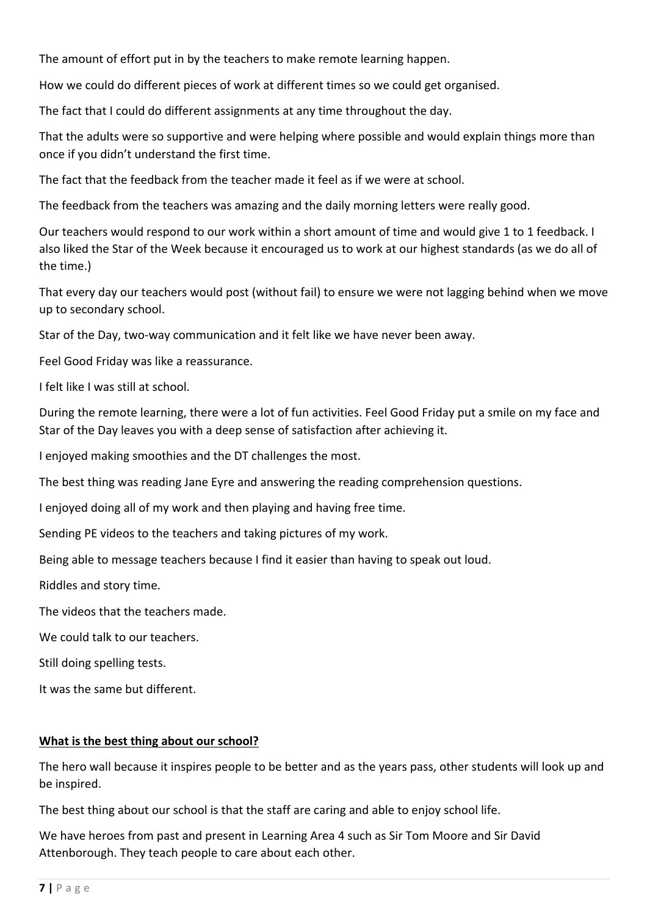The amount of effort put in by the teachers to make remote learning happen.

How we could do different pieces of work at different times so we could get organised.

The fact that I could do different assignments at any time throughout the day.

That the adults were so supportive and were helping where possible and would explain things more than once if you didn't understand the first time.

The fact that the feedback from the teacher made it feel as if we were at school.

The feedback from the teachers was amazing and the daily morning letters were really good.

Our teachers would respond to our work within a short amount of time and would give 1 to 1 feedback. I also liked the Star of the Week because it encouraged us to work at our highest standards (as we do all of the time.)

That every day our teachers would post (without fail) to ensure we were not lagging behind when we move up to secondary school.

Star of the Day, two-way communication and it felt like we have never been away.

Feel Good Friday was like a reassurance.

I felt like I was still at school.

During the remote learning, there were a lot of fun activities. Feel Good Friday put a smile on my face and Star of the Day leaves you with a deep sense of satisfaction after achieving it.

I enjoyed making smoothies and the DT challenges the most.

The best thing was reading Jane Eyre and answering the reading comprehension questions.

I enjoyed doing all of my work and then playing and having free time.

Sending PE videos to the teachers and taking pictures of my work.

Being able to message teachers because I find it easier than having to speak out loud.

Riddles and story time.

The videos that the teachers made.

We could talk to our teachers.

Still doing spelling tests.

It was the same but different.

**What is the best thing about our school?**

The hero wall because it inspires people to be better and as the years pass, other students will look up and be inspired.

The best thing about our school is that the staff are caring and able to enjoy school life.

We have heroes from past and present in Learning Area 4 such as Sir Tom Moore and Sir David Attenborough. They teach people to care about each other.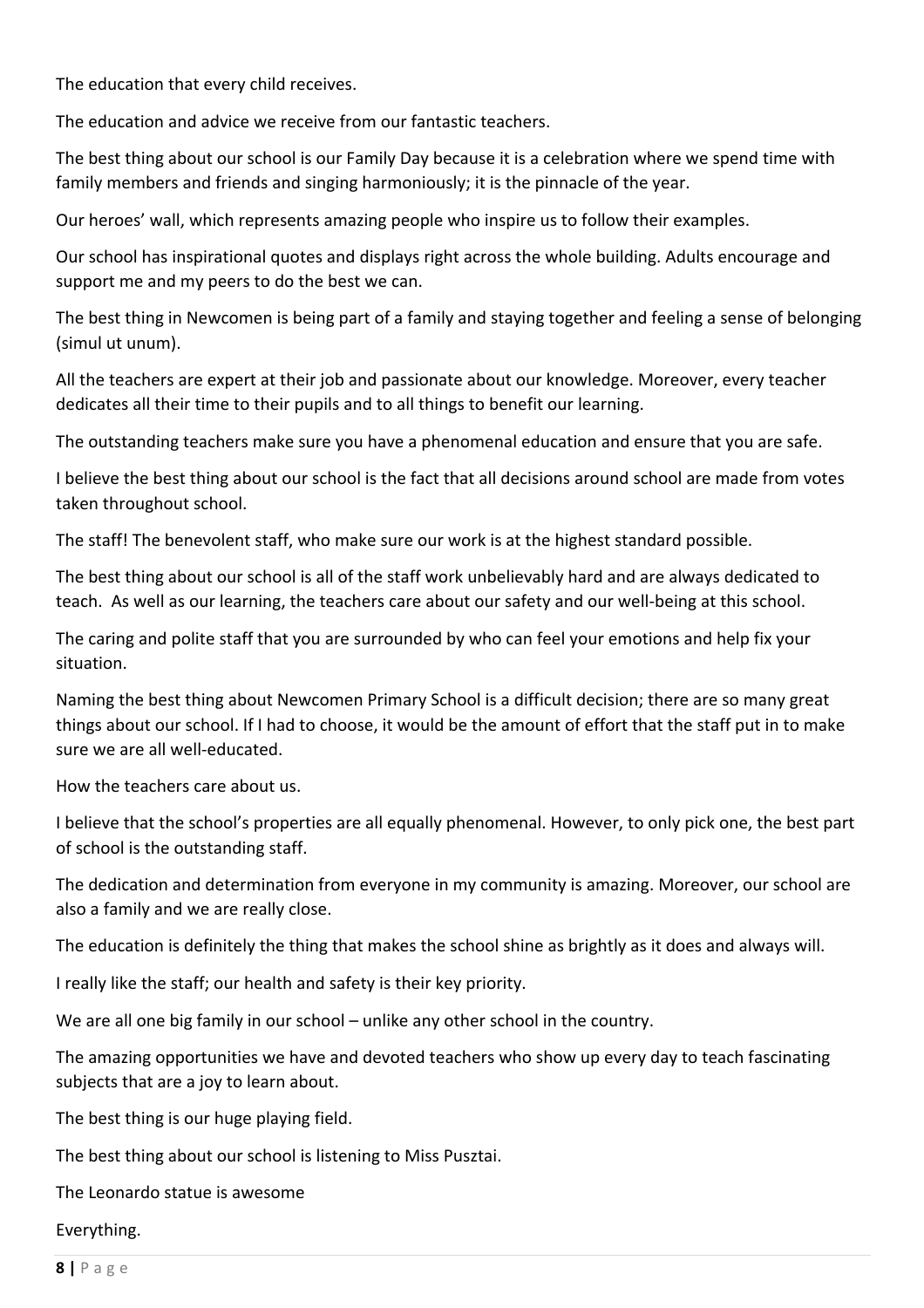The education that every child receives.

The education and advice we receive from our fantastic teachers.

The best thing about our school is our Family Day because it is a celebration where we spend time with family members and friends and singing harmoniously; it is the pinnacle of the year.

Our heroes' wall, which represents amazing people who inspire us to follow their examples.

Our school has inspirational quotes and displays right across the whole building. Adults encourage and support me and my peers to do the best we can.

The best thing in Newcomen is being part of a family and staying together and feeling a sense of belonging (simul ut unum).

All the teachers are expert at their job and passionate about our knowledge. Moreover, every teacher dedicates all their time to their pupils and to all things to benefit our learning.

The outstanding teachers make sure you have a phenomenal education and ensure that you are safe.

I believe the best thing about our school is the fact that all decisions around school are made from votes taken throughout school.

The staff! The benevolent staff, who make sure our work is at the highest standard possible.

The best thing about our school is all of the staff work unbelievably hard and are always dedicated to teach. As well as our learning, the teachers care about our safety and our well-being at this school.

The caring and polite staff that you are surrounded by who can feel your emotions and help fix your situation.

Naming the best thing about Newcomen Primary School is a difficult decision; there are so many great things about our school. If I had to choose, it would be the amount of effort that the staff put in to make sure we are all well-educated.

How the teachers care about us.

I believe that the school's properties are all equally phenomenal. However, to only pick one, the best part of school is the outstanding staff.

The dedication and determination from everyone in my community is amazing. Moreover, our school are also a family and we are really close.

The education is definitely the thing that makes the school shine as brightly as it does and always will.

I really like the staff; our health and safety is their key priority.

We are all one big family in our school – unlike any other school in the country.

The amazing opportunities we have and devoted teachers who show up every day to teach fascinating subjects that are a joy to learn about.

The best thing is our huge playing field.

The best thing about our school is listening to Miss Pusztai.

The Leonardo statue is awesome

Everything.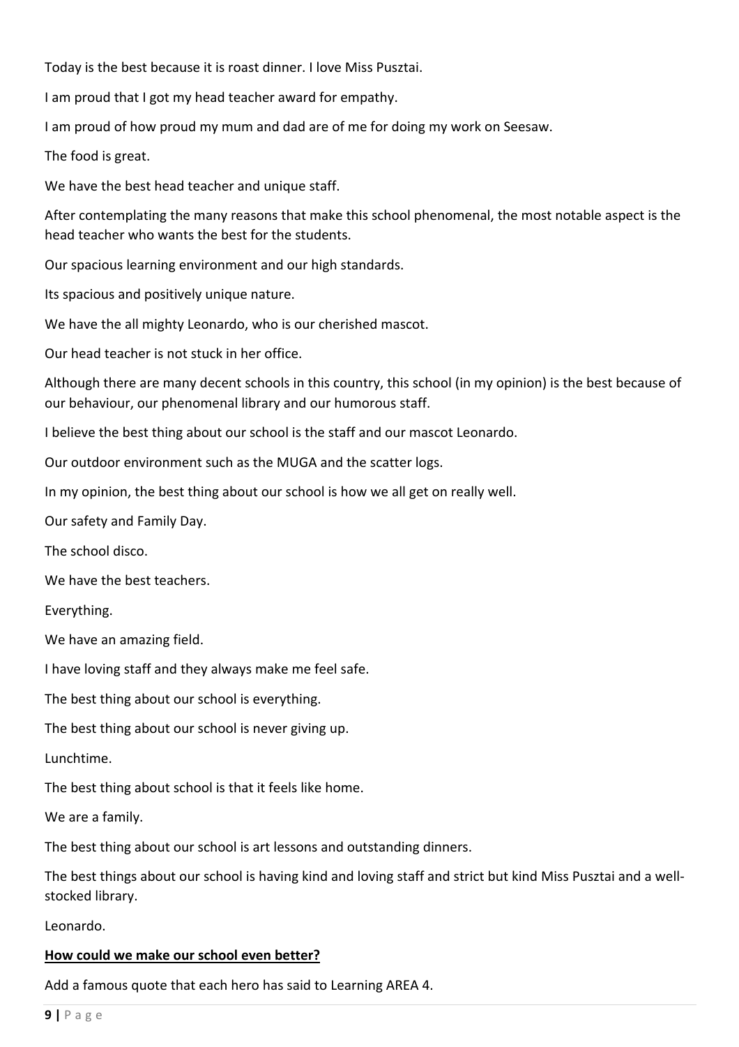Today is the best because it is roast dinner. I love Miss Pusztai.

I am proud that I got my head teacher award for empathy.

I am proud of how proud my mum and dad are of me for doing my work on Seesaw.

The food is great.

We have the best head teacher and unique staff.

After contemplating the many reasons that make this school phenomenal, the most notable aspect is the head teacher who wants the best for the students.

Our spacious learning environment and our high standards.

Its spacious and positively unique nature.

We have the all mighty Leonardo, who is our cherished mascot.

Our head teacher is not stuck in her office.

Although there are many decent schools in this country, this school (in my opinion) is the best because of our behaviour, our phenomenal library and our humorous staff.

I believe the best thing about our school is the staff and our mascot Leonardo.

Our outdoor environment such as the MUGA and the scatter logs.

In my opinion, the best thing about our school is how we all get on really well.

Our safety and Family Day.

The school disco.

We have the best teachers.

Everything.

We have an amazing field.

I have loving staff and they always make me feel safe.

The best thing about our school is everything.

The best thing about our school is never giving up.

Lunchtime.

The best thing about school is that it feels like home.

We are a family.

The best thing about our school is art lessons and outstanding dinners.

The best things about our school is having kind and loving staff and strict but kind Miss Pusztai and a well-stocked library.

Leonardo.

**How could we make our school even better?**

Add a famous quote that each hero has said to Learning AREA 4.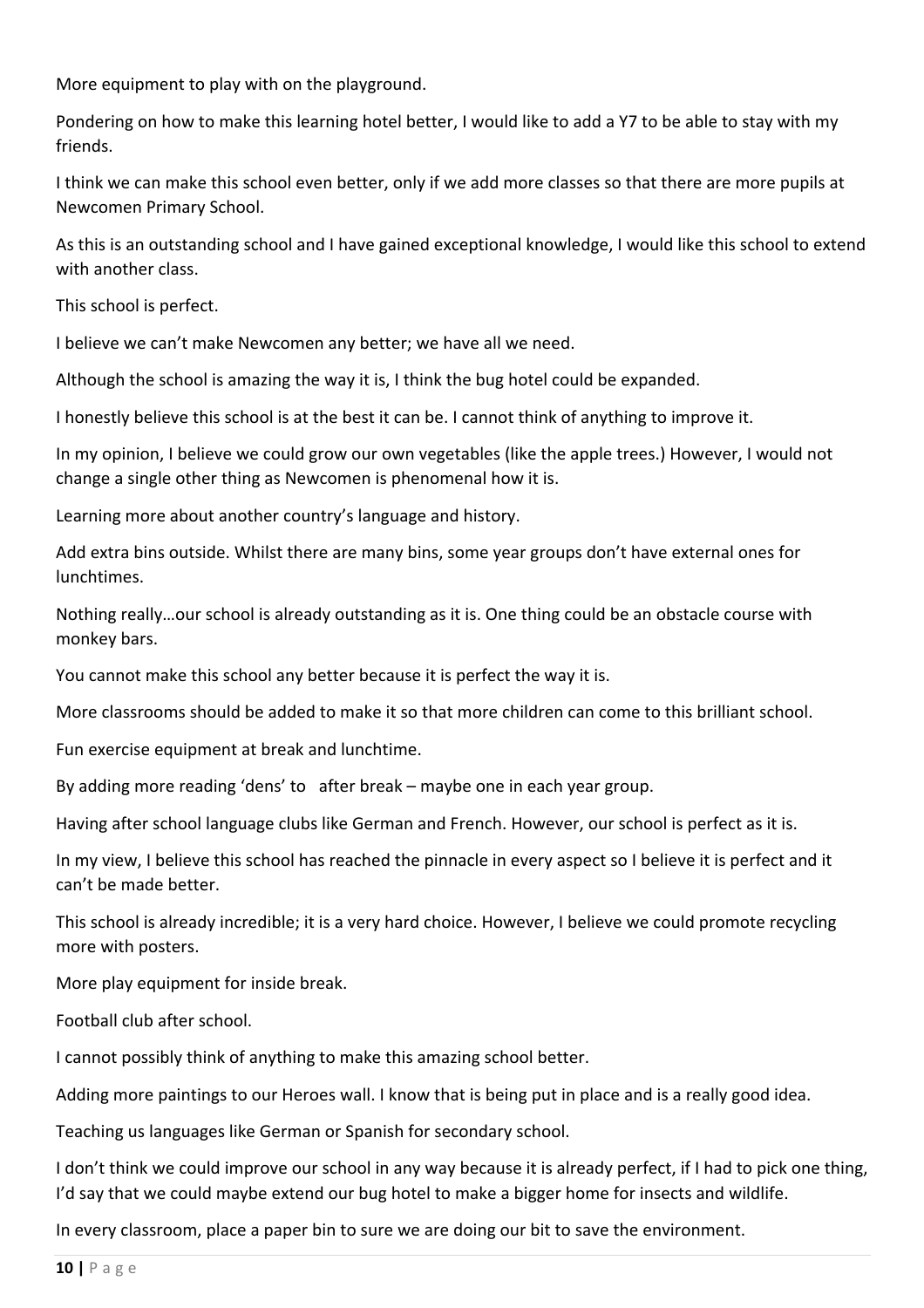More equipment to play with on the playground.

Pondering on how to make this learning hotel better, I would like to add a Y7 to be able to stay with my friends.

I think we can make this school even better, only if we add more classes so that there are more pupils at Newcomen Primary School.

As this is an outstanding school and I have gained exceptional knowledge, I would like this school to extend with another class.

This school is perfect.

I believe we can't make Newcomen any better; we have all we need.

Although the school is amazing the way it is, I think the bug hotel could be expanded.

I honestly believe this school is at the best it can be. I cannot think of anything to improve it.

In my opinion, I believe we could grow our own vegetables (like the apple trees.) However, I would not change a single other thing as Newcomen is phenomenal how it is.

Learning more about another country's language and history.

Add extra bins outside. Whilst there are many bins, some year groups don't have external ones for lunchtimes.

Nothing really…our school is already outstanding as it is. One thing could be an obstacle course with monkey bars.

You cannot make this school any better because it is perfect the way it is.

More classrooms should be added to make it so that more children can come to this brilliant school.

Fun exercise equipment at break and lunchtime.

By adding more reading 'dens' to after break – maybe one in each year group.

Having after school language clubs like German and French. However, our school is perfect as it is.

In my view, I believe this school has reached the pinnacle in every aspect so I believe it is perfect and it can't be made better.

This school is already incredible; it is a very hard choice. However, I believe we could promote recycling more with posters.

More play equipment for inside break.

Football club after school.

I cannot possibly think of anything to make this amazing school better.

Adding more paintings to our Heroes wall. I know that is being put in place and is a really good idea.

Teaching us languages like German or Spanish for secondary school.

I don't think we could improve our school in any way because it is already perfect, if I had to pick one thing, I'd say that we could maybe extend our bug hotel to make a bigger home for insects and wildlife.

In every classroom, place a paper bin to sure we are doing our bit to save the environment.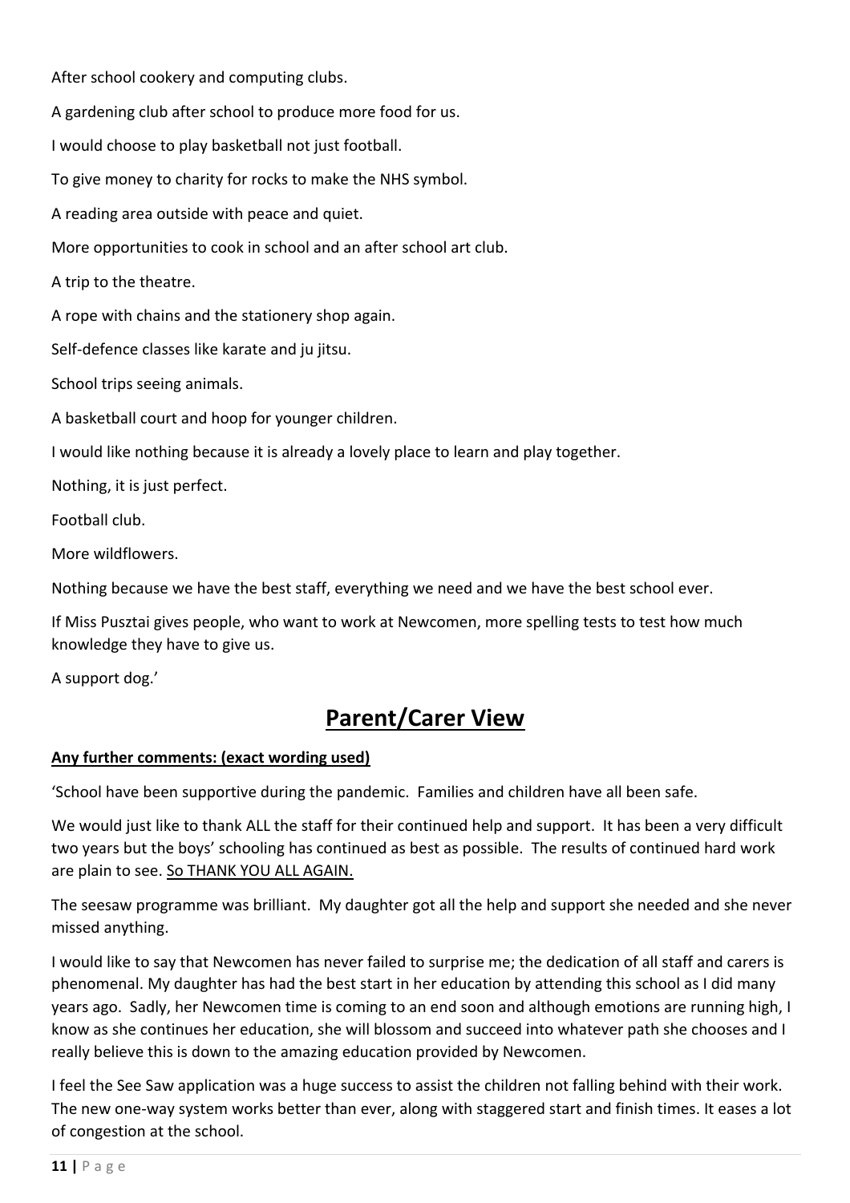After school cookery and computing clubs.

A gardening club after school to produce more food for us.

I would choose to play basketball not just football.

To give money to charity for rocks to make the NHS symbol.

A reading area outside with peace and quiet.

More opportunities to cook in school and an after school art club.

A trip to the theatre.

A rope with chains and the stationery shop again.

Self-defence classes like karate and ju jitsu.

School trips seeing animals.

A basketball court and hoop for younger children.

I would like nothing because it is already a lovely place to learn and play together.

Nothing, it is just perfect.

Football club.

More wildflowers.

Nothing because we have the best staff, everything we need and we have the best school ever.

If Miss Pusztai gives people, who want to work at Newcomen, more spelling tests to test how much knowledge they have to give us.

A support dog.'

## Parent/Carer View

**Any further comments: (exact wording used)**

'School have been supportive during the pandemic. Families and children have all been safe.

We would just like to thank ALL the staff for their continued help and support. It has been a very difficult two years but the boys' schooling has continued as best as possible. The results of continued hard work are plain to see. So THANK YOU ALL AGAIN.

The seesaw programme was brilliant. My daughter got all the help and support she needed and she never missed anything.

I would like to say that Newcomen has never failed to surprise me; the dedication of all staff and carers is phenomenal. My daughter has had the best start in her education by attending this school as I did many years ago. Sadly, her Newcomen time is coming to an end soon and although emotions are running high, I know as she continues her education, she will blossom and succeed into whatever path she chooses and I really believe this is down to the amazing education provided by Newcomen.

I feel the See Saw application was a huge success to assist the children not falling behind with their work. The new one-way system works better than ever, along with staggered start and finish times. It eases a lot of congestion at the school.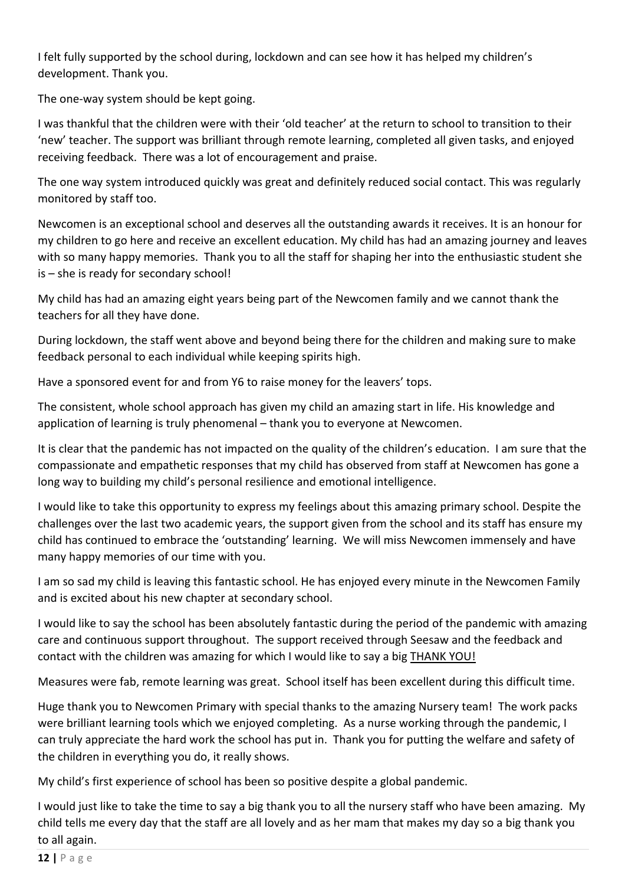I felt fully supported by the school during, lockdown and can see how it has helped my children's development. Thank you.

The one-way system should be kept going.

I was thankful that the children were with their 'old teacher' at the return to school to transition to their 'new' teacher. The support was brilliant through remote learning, completed all given tasks, and enjoyed receiving feedback. There was a lot of encouragement and praise.

The one way system introduced quickly was great and definitely reduced social contact. This was regularly monitored by staff too.

Newcomen is an exceptional school and deserves all the outstanding awards it receives. It is an honour for my children to go here and receive an excellent education. My child has had an amazing journey and leaves with so many happy memories. Thank you to all the staff for shaping her into the enthusiastic student she is – she is ready for secondary school!

My child has had an amazing eight years being part of the Newcomen family and we cannot thank the teachers for all they have done.

During lockdown, the staff went above and beyond being there for the children and making sure to make feedback personal to each individual while keeping spirits high.

Have a sponsored event for and from Y6 to raise money for the leavers' tops.

The consistent, whole school approach has given my child an amazing start in life. His knowledge and application of learning is truly phenomenal – thank you to everyone at Newcomen.

It is clear that the pandemic has not impacted on the quality of the children's education. I am sure that the compassionate and empathetic responses that my child has observed from staff at Newcomen has gone a long way to building my child's personal resilience and emotional intelligence.

I would like to take this opportunity to express my feelings about this amazing primary school. Despite the challenges over the last two academic years, the support given from the school and its staff has ensure my child has continued to embrace the 'outstanding' learning. We will miss Newcomen immensely and have many happy memories of our time with you.

I am so sad my child is leaving this fantastic school. He has enjoyed every minute in the Newcomen Family and is excited about his new chapter at secondary school.

I would like to say the school has been absolutely fantastic during the period of the pandemic with amazing care and continuous support throughout. The support received through Seesaw and the feedback and contact with the children was amazing for which I would like to say a big THANK YOU!

Measures were fab, remote learning was great. School itself has been excellent during this difficult time.

Huge thank you to Newcomen Primary with special thanks to the amazing Nursery team! The work packs were brilliant learning tools which we enjoyed completing. As a nurse working through the pandemic, I can truly appreciate the hard work the school has put in. Thank you for putting the welfare and safety of the children in everything you do, it really shows.

My child's first experience of school has been so positive despite a global pandemic.

I would just like to take the time to say a big thank you to all the nursery staff who have been amazing. My child tells me every day that the staff are all lovely and as her mam that makes my day so a big thank you to all again.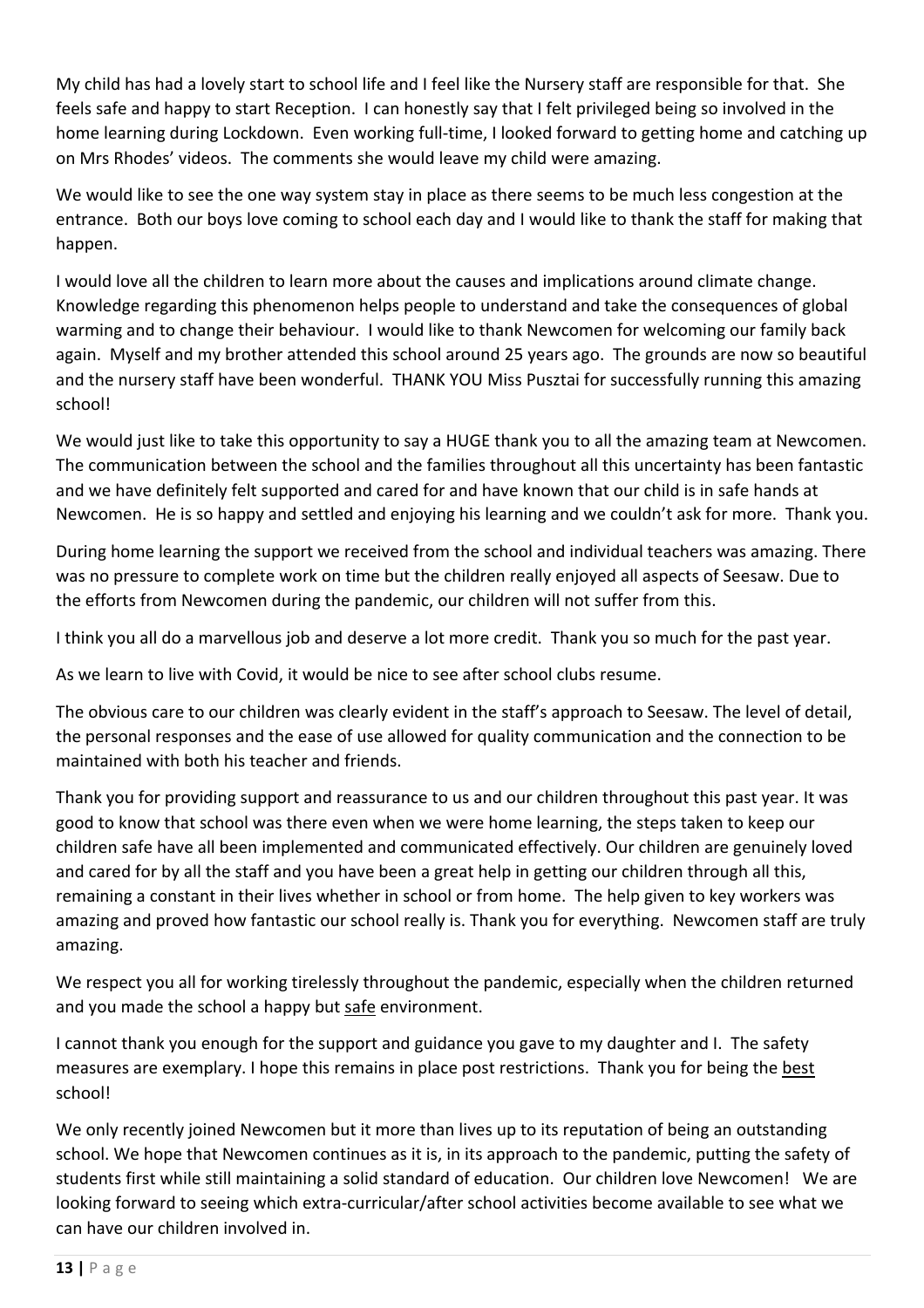My child has had a lovely start to school life and I feel like the Nursery staff are responsible for that. She feels safe and happy to start Reception. I can honestly say that I felt privileged being so involved in the home learning during Lockdown. Even working full-time, I looked forward to getting home and catching up on Mrs Rhodes' videos. The comments she would leave my child were amazing.

We would like to see the one way system stay in place as there seems to be much less congestion at the entrance. Both our boys love coming to school each day and I would like to thank the staff for making that happen.

I would love all the children to learn more about the causes and implications around climate change. Knowledge regarding this phenomenon helps people to understand and take the consequences of global warming and to change their behaviour. I would like to thank Newcomen for welcoming our family back again. Myself and my brother attended this school around 25 years ago. The grounds are now so beautiful and the nursery staff have been wonderful. THANK YOU Miss Pusztai for successfully running this amazing school!

We would just like to take this opportunity to say a HUGE thank you to all the amazing team at Newcomen. The communication between the school and the families throughout all this uncertainty has been fantastic and we have definitely felt supported and cared for and have known that our child is in safe hands at Newcomen. He is so happy and settled and enjoying his learning and we couldn't ask for more. Thank you.

During home learning the support we received from the school and individual teachers was amazing. There was no pressure to complete work on time but the children really enjoyed all aspects of Seesaw. Due to the efforts from Newcomen during the pandemic, our children will not suffer from this.

I think you all do a marvellous job and deserve a lot more credit. Thank you so much for the past year.

As we learn to live with Covid, it would be nice to see after school clubs resume.

The obvious care to our children was clearly evident in the staff's approach to Seesaw. The level of detail, the personal responses and the ease of use allowed for quality communication and the connection to be maintained with both his teacher and friends.

Thank you for providing support and reassurance to us and our children throughout this past year. It was good to know that school was there even when we were home learning, the steps taken to keep our children safe have all been implemented and communicated effectively. Our children are genuinely loved and cared for by all the staff and you have been a great help in getting our children through all this, remaining a constant in their lives whether in school or from home. The help given to key workers was amazing and proved how fantastic our school really is. Thank you for everything. Newcomen staff are truly amazing.

We respect you all for working tirelessly throughout the pandemic, especially when the children returned and you made the school a happy but <u>safe</u> environment.

I cannot thank you enough for the support and guidance you gave to my daughter and I. The safety measures are exemplary. I hope this remains in place post restrictions. Thank you for being the <u>best</u> school!

We only recently joined Newcomen but it more than lives up to its reputation of being an outstanding school. We hope that Newcomen continues as it is, in its approach to the pandemic, putting the safety of students first while still maintaining a solid standard of education. Our children love Newcomen! We are looking forward to seeing which extra-curricular/after school activities become available to see what we can have our children involved in.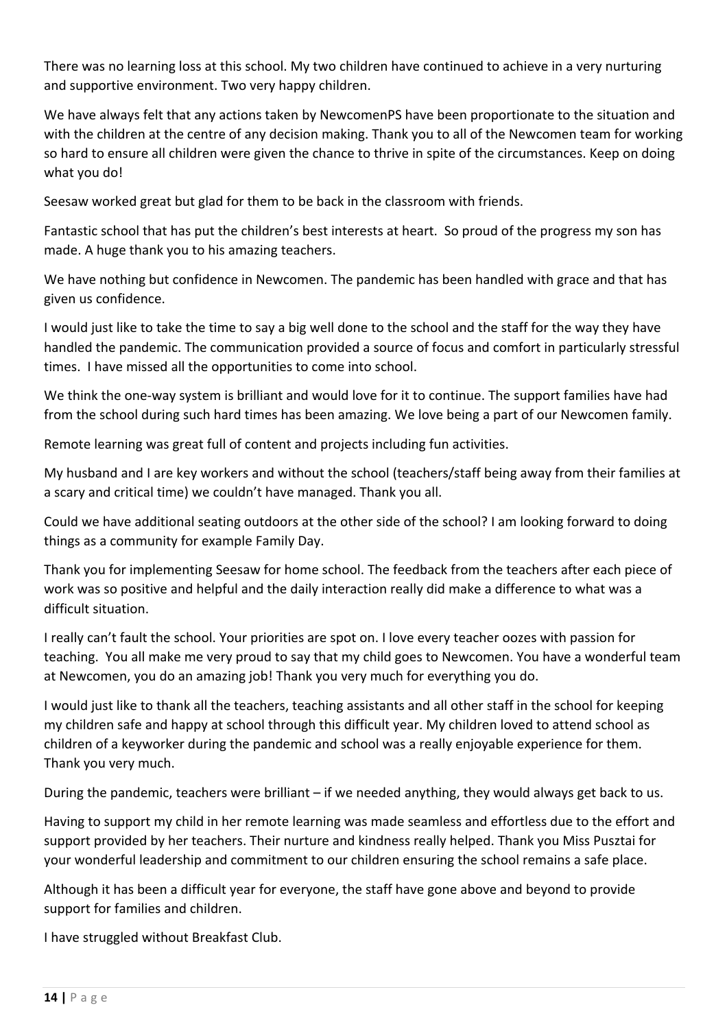There was no learning loss at this school. My two children have continued to achieve in a very nurturing and supportive environment. Two very happy children.

We have always felt that any actions taken by NewcomenPS have been proportionate to the situation and with the children at the centre of any decision making. Thank you to all of the Newcomen team for working so hard to ensure all children were given the chance to thrive in spite of the circumstances. Keep on doing what you do!

Seesaw worked great but glad for them to be back in the classroom with friends.

Fantastic school that has put the children's best interests at heart. So proud of the progress my son has made. A huge thank you to his amazing teachers.

We have nothing but confidence in Newcomen. The pandemic has been handled with grace and that has given us confidence.

I would just like to take the time to say a big well done to the school and the staff for the way they have handled the pandemic. The communication provided a source of focus and comfort in particularly stressful times. I have missed all the opportunities to come into school.

We think the one-way system is brilliant and would love for it to continue. The support families have had from the school during such hard times has been amazing. We love being a part of our Newcomen family.

Remote learning was great full of content and projects including fun activities.

My husband and I are key workers and without the school (teachers/staff being away from their families at a scary and critical time) we couldn't have managed. Thank you all.

Could we have additional seating outdoors at the other side of the school? I am looking forward to doing things as a community for example Family Day.

Thank you for implementing Seesaw for home school. The feedback from the teachers after each piece of work was so positive and helpful and the daily interaction really did make a difference to what was a difficult situation.

I really can't fault the school. Your priorities are spot on. I love every teacher oozes with passion for teaching. You all make me very proud to say that my child goes to Newcomen. You have a wonderful team at Newcomen, you do an amazing job! Thank you very much for everything you do.

I would just like to thank all the teachers, teaching assistants and all other staff in the school for keeping my children safe and happy at school through this difficult year. My children loved to attend school as children of a keyworker during the pandemic and school was a really enjoyable experience for them. Thank you very much.

During the pandemic, teachers were brilliant – if we needed anything, they would always get back to us.

Having to support my child in her remote learning was made seamless and effortless due to the effort and support provided by her teachers. Their nurture and kindness really helped. Thank you Miss Pusztai for your wonderful leadership and commitment to our children ensuring the school remains a safe place.

Although it has been a difficult year for everyone, the staff have gone above and beyond to provide support for families and children.

I have struggled without Breakfast Club.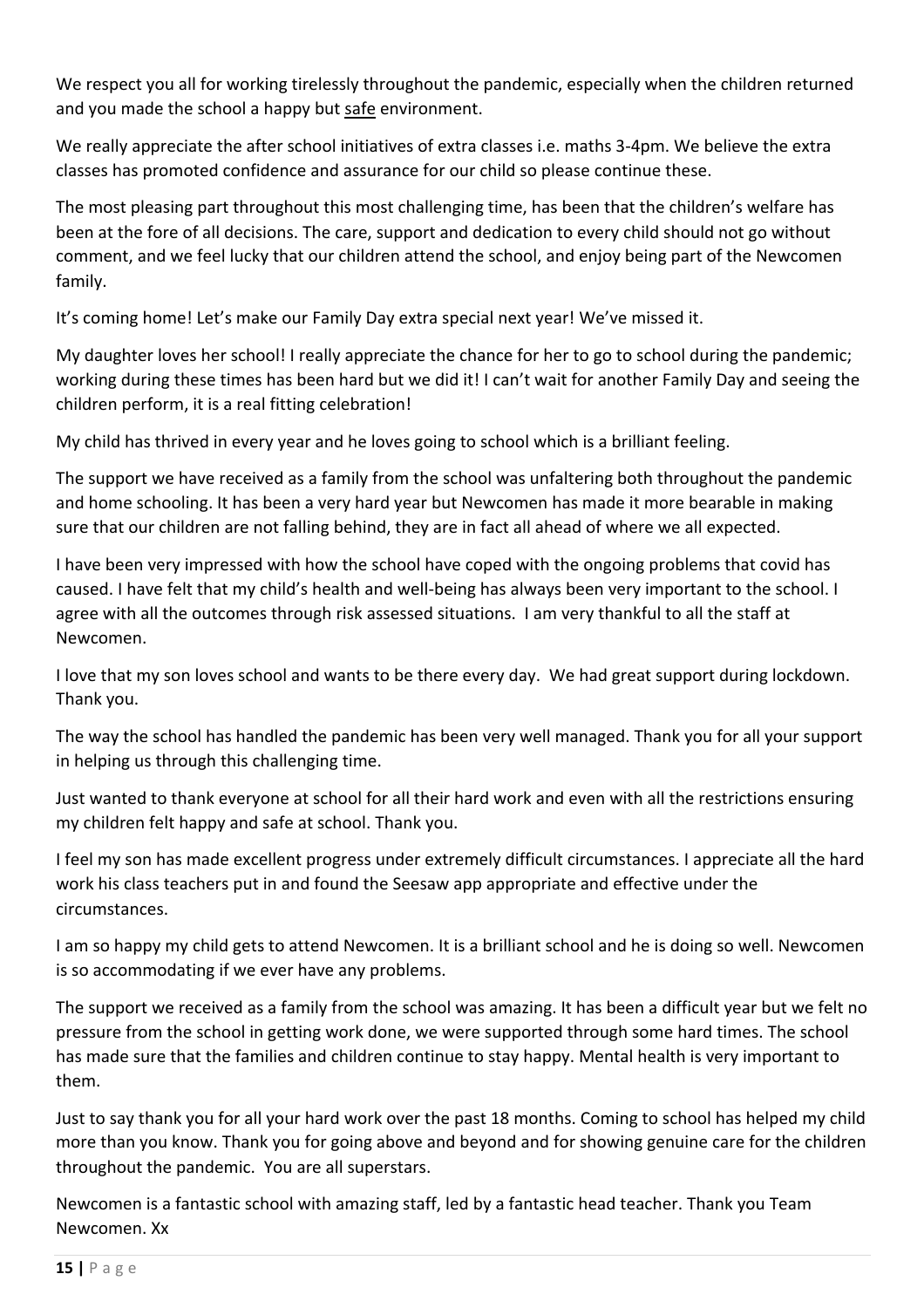We respect you all for working tirelessly throughout the pandemic, especially when the children returned and you made the school a happy but <u>safe</u> environment.

We really appreciate the after school initiatives of extra classes i.e. maths 3-4pm. We believe the extra classes has promoted confidence and assurance for our child so please continue these.

The most pleasing part throughout this most challenging time, has been that the children's welfare has been at the fore of all decisions. The care, support and dedication to every child should not go without comment, and we feel lucky that our children attend the school, and enjoy being part of the Newcomen family.

It's coming home! Let's make our Family Day extra special next year! We've missed it.

My daughter loves her school! I really appreciate the chance for her to go to school during the pandemic; working during these times has been hard but we did it! I can't wait for another Family Day and seeing the children perform, it is a real fitting celebration!

My child has thrived in every year and he loves going to school which is a brilliant feeling.

The support we have received as a family from the school was unfaltering both throughout the pandemic and home schooling. It has been a very hard year but Newcomen has made it more bearable in making sure that our children are not falling behind, they are in fact all ahead of where we all expected.

I have been very impressed with how the school have coped with the ongoing problems that covid has caused. I have felt that my child's health and well-being has always been very important to the school. I agree with all the outcomes through risk assessed situations. I am very thankful to all the staff at Newcomen.

I love that my son loves school and wants to be there every day. We had great support during lockdown. Thank you.

The way the school has handled the pandemic has been very well managed. Thank you for all your support in helping us through this challenging time.

Just wanted to thank everyone at school for all their hard work and even with all the restrictions ensuring my children felt happy and safe at school. Thank you.

I feel my son has made excellent progress under extremely difficult circumstances. I appreciate all the hard work his class teachers put in and found the Seesaw app appropriate and effective under the circumstances.

I am so happy my child gets to attend Newcomen. It is a brilliant school and he is doing so well. Newcomen is so accommodating if we ever have any problems.

The support we received as a family from the school was amazing. It has been a difficult year but we felt no pressure from the school in getting work done, we were supported through some hard times. The school has made sure that the families and children continue to stay happy. Mental health is very important to them.

Just to say thank you for all your hard work over the past 18 months. Coming to school has helped my child more than you know. Thank you for going above and beyond and for showing genuine care for the children throughout the pandemic. You are all superstars.

Newcomen is a fantastic school with amazing staff, led by a fantastic head teacher. Thank you Team Newcomen. Xx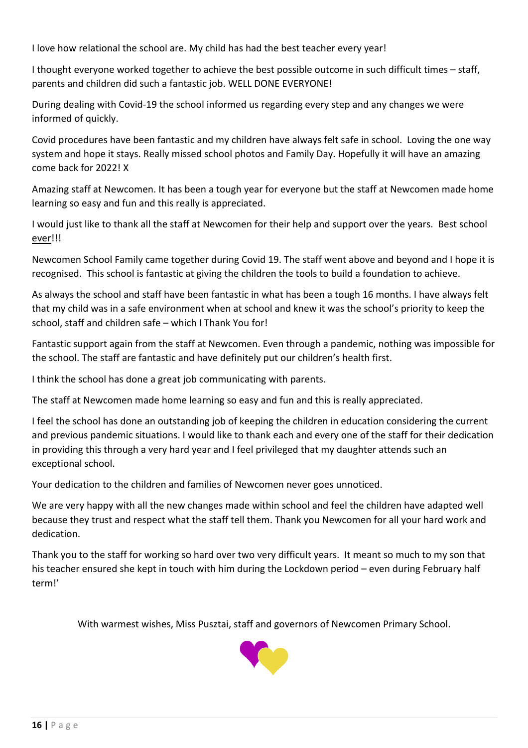I love how relational the school are. My child has had the best teacher every year!

I thought everyone worked together to achieve the best possible outcome in such difficult times – staff, parents and children did such a fantastic job. WELL DONE EVERYONE!

During dealing with Covid-19 the school informed us regarding every step and any changes we were informed of quickly.

Covid procedures have been fantastic and my children have always felt safe in school. Loving the one way system and hope it stays. Really missed school photos and Family Day. Hopefully it will have an amazing come back for 2022! X

Amazing staff at Newcomen. It has been a tough year for everyone but the staff at Newcomen made home learning so easy and fun and this really is appreciated.

I would just like to thank all the staff at Newcomen for their help and support over the years. Best school ever!!!

Newcomen School Family came together during Covid 19. The staff went above and beyond and I hope it is recognised. This school is fantastic at giving the children the tools to build a foundation to achieve.

As always the school and staff have been fantastic in what has been a tough 16 months. I have always felt that my child was in a safe environment when at school and knew it was the school's priority to keep the school, staff and children safe – which I Thank You for!

Fantastic support again from the staff at Newcomen. Even through a pandemic, nothing was impossible for the school. The staff are fantastic and have definitely put our children's health first.

I think the school has done a great job communicating with parents.

The staff at Newcomen made home learning so easy and fun and this is really appreciated.

I feel the school has done an outstanding job of keeping the children in education considering the current and previous pandemic situations. I would like to thank each and every one of the staff for their dedication in providing this through a very hard year and I feel privileged that my daughter attends such an exceptional school.

Your dedication to the children and families of Newcomen never goes unnoticed.

We are very happy with all the new changes made within school and feel the children have adapted well because they trust and respect what the staff tell them. Thank you Newcomen for all your hard work and dedication.

Thank you to the staff for working so hard over two very difficult years. It meant so much to my son that his teacher ensured she kept in touch with him during the Lockdown period – even during February half term!'

With warmest wishes, Miss Pusztai, staff and governors of Newcomen Primary School.